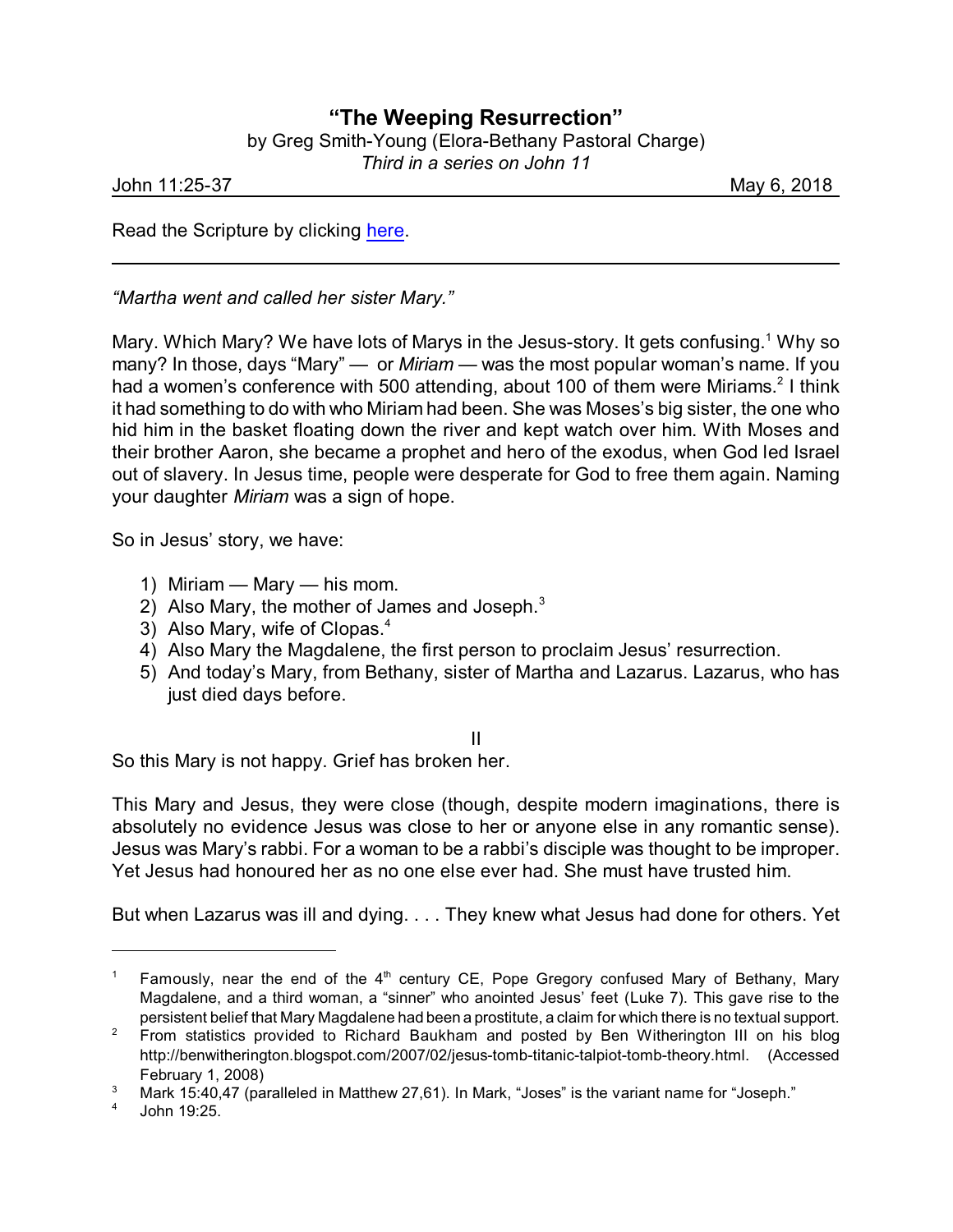# "The Weeping Resurrection"

by Greg Smith-Young (Elora-Bethany Pastoral Charge)

*Third in a series on John 11*

John 11:25-37 May 6, 2018

Read the Scripture by clicking here.

---

*"Martha went and called her sister Mary."*

Mary. Which Mary? We have lots of Marys in the Jesus-story. It gets confusing.[1] Why so many? In those, days "Mary" — or *Miriam* — was the most popular woman's name. If you had a women's conference with 500 attending, about 100 of them were Miriams.[2] I think it had something to do with who Miriam had been. She was Moses's big sister, the one who hid him in the basket floating down the river and kept watch over him. With Moses and their brother Aaron, she became a prophet and hero of the exodus, when God led Israel out of slavery. In Jesus time, people were desperate for God to free them again. Naming your daughter *Miriam* was a sign of hope.

So in Jesus' story, we have:

1) Miriam — Mary — his mom.
2) Also Mary, the mother of James and Joseph.[3]
3) Also Mary, wife of Clopas.[4]
4) Also Mary the Magdalene, the first person to proclaim Jesus' resurrection.
5) And today's Mary, from Bethany, sister of Martha and Lazarus. Lazarus, who has just died days before.

II

So this Mary is not happy. Grief has broken her.

This Mary and Jesus, they were close (though, despite modern imaginations, there is absolutely no evidence Jesus was close to her or anyone else in any romantic sense). Jesus was Mary's rabbi. For a woman to be a rabbi's disciple was thought to be improper. Yet Jesus had honoured her as no one else ever had. She must have trusted him.

But when Lazarus was ill and dying. . . . They knew what Jesus had done for others. Yet

---

[1] Famously, near the end of the 4th century CE, Pope Gregory confused Mary of Bethany, Mary Magdalene, and a third woman, a "sinner" who anointed Jesus' feet (Luke 7). This gave rise to the persistent belief that Mary Magdalene had been a prostitute, a claim for which there is no textual support.

[2] From statistics provided to Richard Baukham and posted by Ben Witherington III on his blog http://benwitherington.blogspot.com/2007/02/jesus-tomb-titanic-talpiot-tomb-theory.html. (Accessed February 1, 2008)

[3] Mark 15:40,47 (paralleled in Matthew 27,61). In Mark, "Joses" is the variant name for "Joseph."

[4] John 19:25.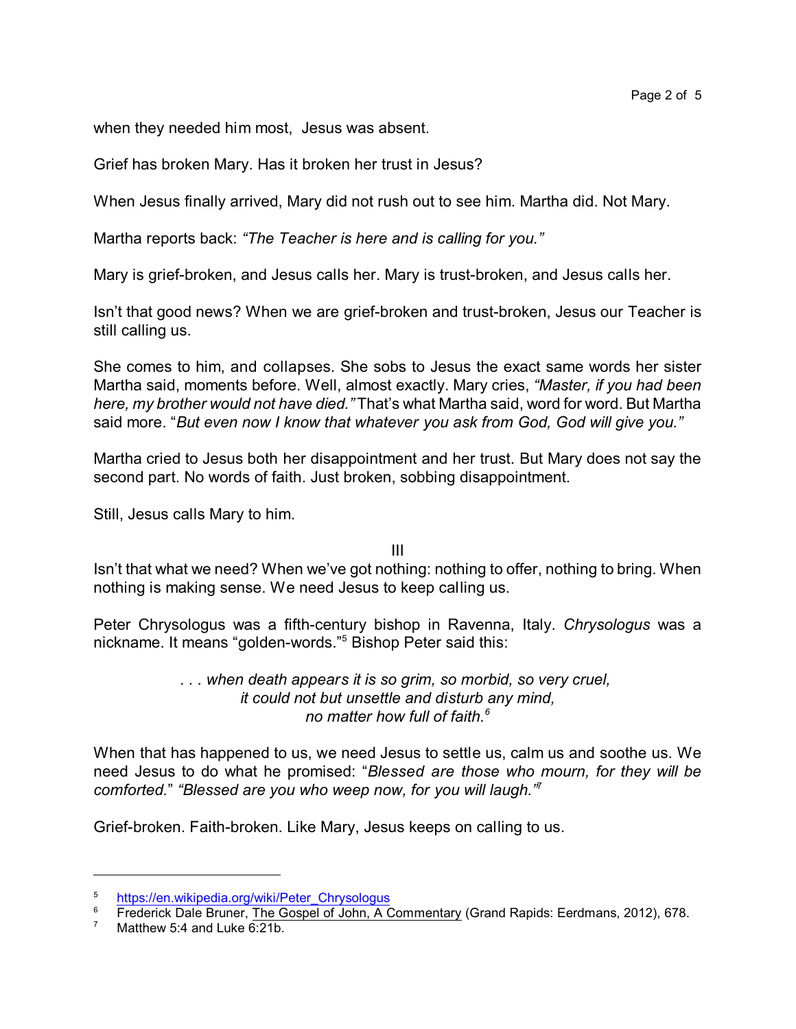when they needed him most, Jesus was absent.

Grief has broken Mary. Has it broken her trust in Jesus?

When Jesus finally arrived, Mary did not rush out to see him. Martha did. Not Mary.

Martha reports back: *"The Teacher is here and is calling for you."*

Mary is grief-broken, and Jesus calls her. Mary is trust-broken, and Jesus calls her.

Isn't that good news? When we are grief-broken and trust-broken, Jesus our Teacher is still calling us.

She comes to him, and collapses. She sobs to Jesus the exact same words her sister Martha said, moments before. Well, almost exactly. Mary cries, *"Master, if you had been here, my brother would not have died."* That's what Martha said, word for word. But Martha said more. "*But even now I know that whatever you ask from God, God will give you."*

Martha cried to Jesus both her disappointment and her trust. But Mary does not say the second part. No words of faith. Just broken, sobbing disappointment.

Still, Jesus calls Mary to him.

III

Isn't that what we need? When we've got nothing: nothing to offer, nothing to bring. When nothing is making sense. We need Jesus to keep calling us.

Peter Chrysologus was a fifth-century bishop in Ravenna, Italy. *Chrysologus* was a nickname. It means "golden-words."[5] Bishop Peter said this:

> *. . . when death appears it is so grim, so morbid, so very cruel,*
> *it could not but unsettle and disturb any mind,*
> *no matter how full of faith.*[6]

When that has happened to us, we need Jesus to settle us, calm us and soothe us. We need Jesus to do what he promised: "*Blessed are those who mourn, for they will be comforted.*" *"Blessed are you who weep now, for you will laugh."*[7]

Grief-broken. Faith-broken. Like Mary, Jesus keeps on calling to us.

---

[5] https://en.wikipedia.org/wiki/Peter_Chrysologus

[6] Frederick Dale Bruner, The Gospel of John, A Commentary (Grand Rapids: Eerdmans, 2012), 678.

[7] Matthew 5:4 and Luke 6:21b.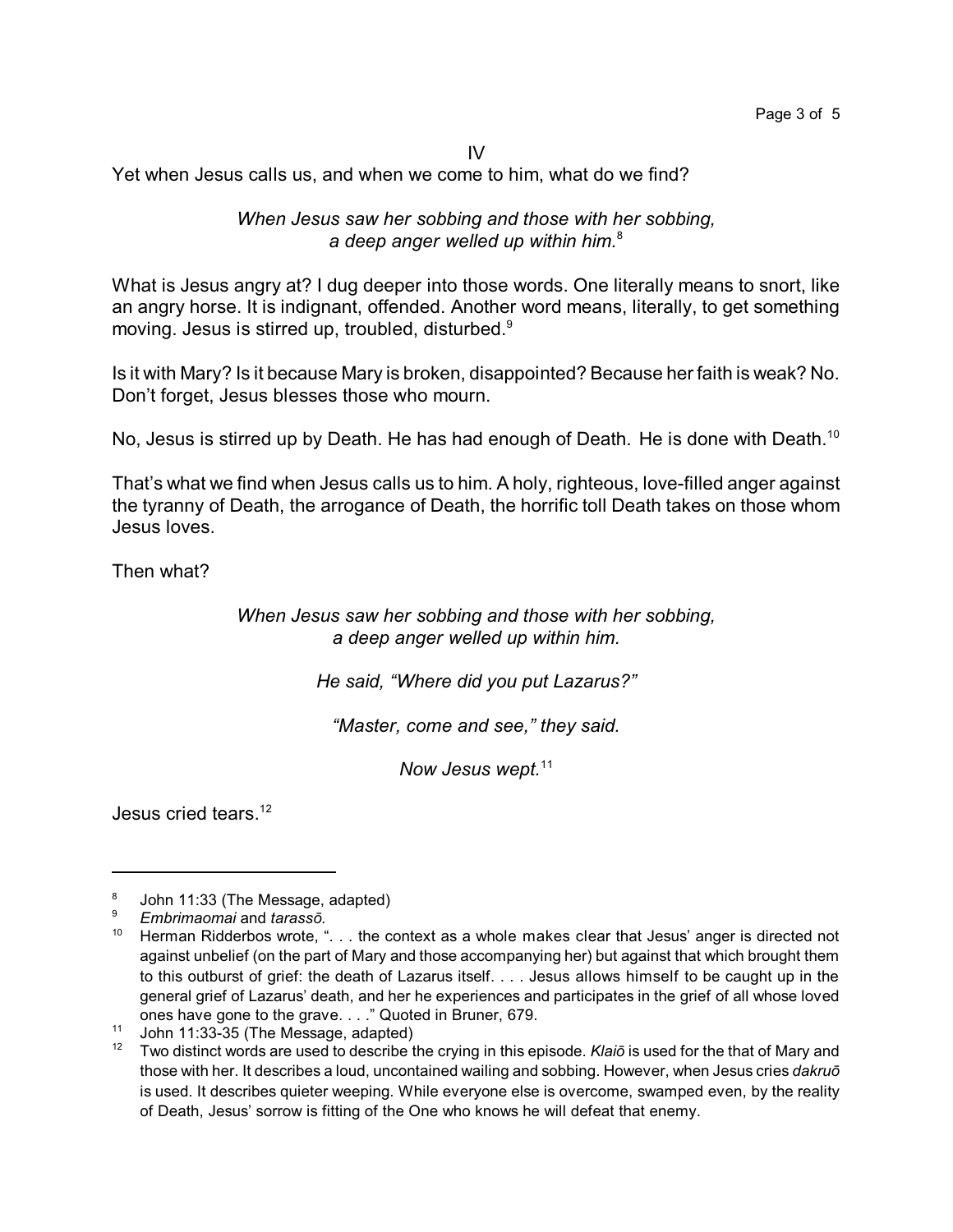IV

Yet when Jesus calls us, and when we come to him, what do we find?

*When Jesus saw her sobbing and those with her sobbing,*
*a deep anger welled up within him.*[8]

What is Jesus angry at? I dug deeper into those words. One literally means to snort, like an angry horse. It is indignant, offended. Another word means, literally, to get something moving. Jesus is stirred up, troubled, disturbed.[9]

Is it with Mary? Is it because Mary is broken, disappointed? Because her faith is weak? No. Don't forget, Jesus blesses those who mourn.

No, Jesus is stirred up by Death. He has had enough of Death. He is done with Death.[10]

That's what we find when Jesus calls us to him. A holy, righteous, love-filled anger against the tyranny of Death, the arrogance of Death, the horrific toll Death takes on those whom Jesus loves.

Then what?

*When Jesus saw her sobbing and those with her sobbing,*
*a deep anger welled up within him.*

*He said, "Where did you put Lazarus?"*

*"Master, come and see," they said.*

*Now Jesus wept.*[11]

Jesus cried tears.[12]

---

[8] John 11:33 (The Message, adapted)

[9] *Embrimaomai* and *tarassō.*

[10] Herman Ridderbos wrote, ". . . the context as a whole makes clear that Jesus' anger is directed not against unbelief (on the part of Mary and those accompanying her) but against that which brought them to this outburst of grief: the death of Lazarus itself. . . . Jesus allows himself to be caught up in the general grief of Lazarus' death, and her he experiences and participates in the grief of all whose loved ones have gone to the grave. . . ." Quoted in Bruner, 679.

[11] John 11:33-35 (The Message, adapted)

[12] Two distinct words are used to describe the crying in this episode. *Klaiō* is used for the that of Mary and those with her. It describes a loud, uncontained wailing and sobbing. However, when Jesus cries *dakruō* is used. It describes quieter weeping. While everyone else is overcome, swamped even, by the reality of Death, Jesus' sorrow is fitting of the One who knows he will defeat that enemy.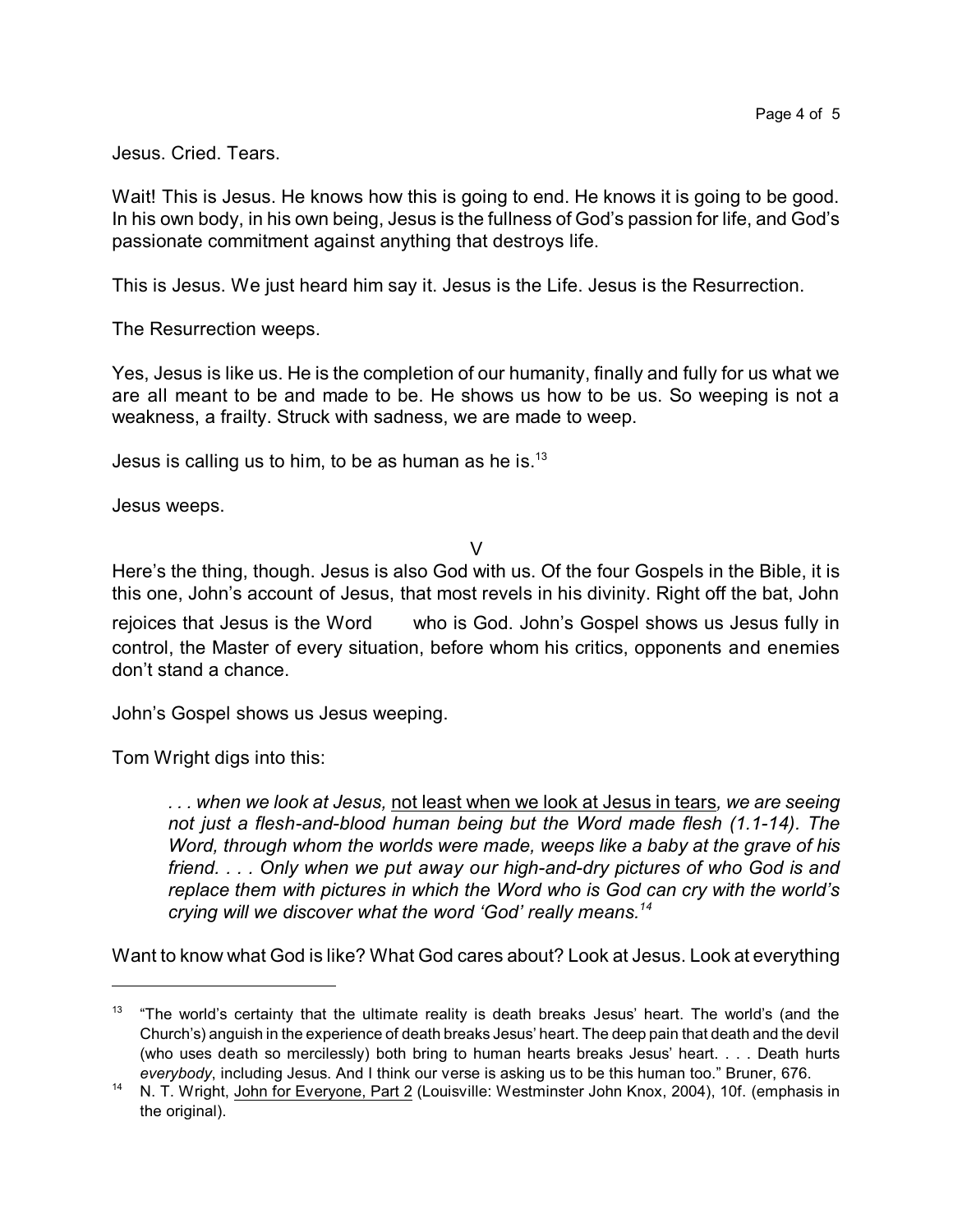Jesus. Cried. Tears.

Wait! This is Jesus. He knows how this is going to end. He knows it is going to be good. In his own body, in his own being, Jesus is the fullness of God's passion for life, and God's passionate commitment against anything that destroys life.

This is Jesus. We just heard him say it. Jesus is the Life. Jesus is the Resurrection.

The Resurrection weeps.

Yes, Jesus is like us. He is the completion of our humanity, finally and fully for us what we are all meant to be and made to be. He shows us how to be us. So weeping is not a weakness, a frailty. Struck with sadness, we are made to weep.

Jesus is calling us to him, to be as human as he is.[13]

Jesus weeps.

## V

Here's the thing, though. Jesus is also God with us. Of the four Gospels in the Bible, it is this one, John's account of Jesus, that most revels in his divinity. Right off the bat, John rejoices that Jesus is the Word who is God. John's Gospel shows us Jesus fully in control, the Master of every situation, before whom his critics, opponents and enemies don't stand a chance.

John's Gospel shows us Jesus weeping.

Tom Wright digs into this:

> *. . . when we look at Jesus,* <u>not least when we look at Jesus in tears</u>*, we are seeing not just a flesh-and-blood human being but the Word made flesh (1.1-14). The Word, through whom the worlds were made, weeps like a baby at the grave of his friend. . . . Only when we put away our high-and-dry pictures of who God is and replace them with pictures in which the Word who is God can cry with the world's crying will we discover what the word 'God' really means.*[14]

Want to know what God is like? What God cares about? Look at Jesus. Look at everything

---

[13] "The world's certainty that the ultimate reality is death breaks Jesus' heart. The world's (and the Church's) anguish in the experience of death breaks Jesus' heart. The deep pain that death and the devil (who uses death so mercilessly) both bring to human hearts breaks Jesus' heart. . . . Death hurts *everybody*, including Jesus. And I think our verse is asking us to be this human too." Bruner, 676.

[14] N. T. Wright, <u>John for Everyone, Part 2</u> (Louisville: Westminster John Knox, 2004), 10f. (emphasis in the original).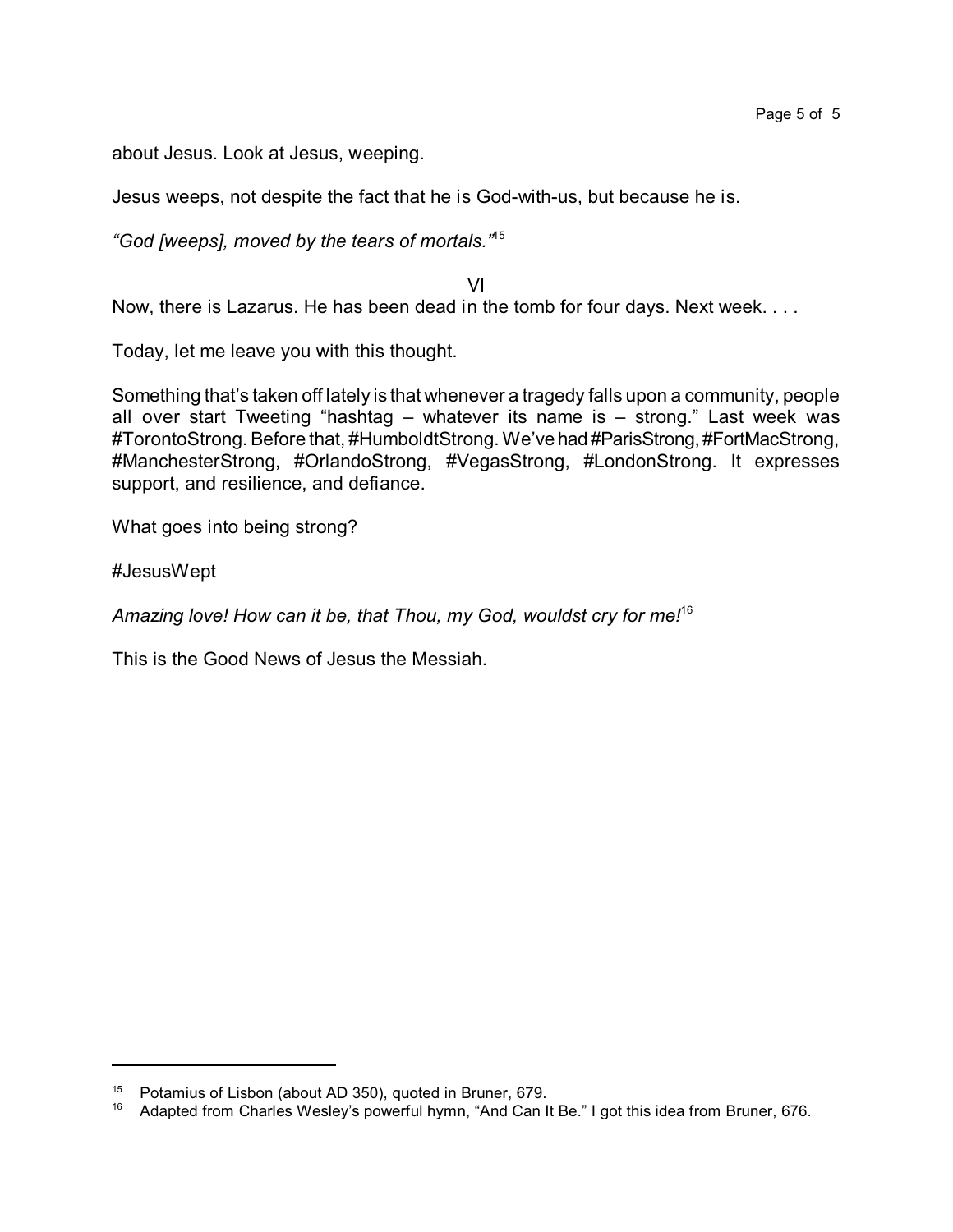about Jesus. Look at Jesus, weeping.

Jesus weeps, not despite the fact that he is God-with-us, but because he is.

*"God [weeps], moved by the tears of mortals."*[15]

VI

Now, there is Lazarus. He has been dead in the tomb for four days. Next week. . . .

Today, let me leave you with this thought.

Something that's taken off lately is that whenever a tragedy falls upon a community, people all over start Tweeting "hashtag – whatever its name is – strong." Last week was #TorontoStrong. Before that, #HumboldtStrong. We've had #ParisStrong, #FortMacStrong, #ManchesterStrong, #OrlandoStrong, #VegasStrong, #LondonStrong. It expresses support, and resilience, and defiance.

What goes into being strong?

#JesusWept

*Amazing love! How can it be, that Thou, my God, wouldst cry for me!*[16]

This is the Good News of Jesus the Messiah.

---

[15] Potamius of Lisbon (about AD 350), quoted in Bruner, 679.

[16] Adapted from Charles Wesley's powerful hymn, "And Can It Be." I got this idea from Bruner, 676.